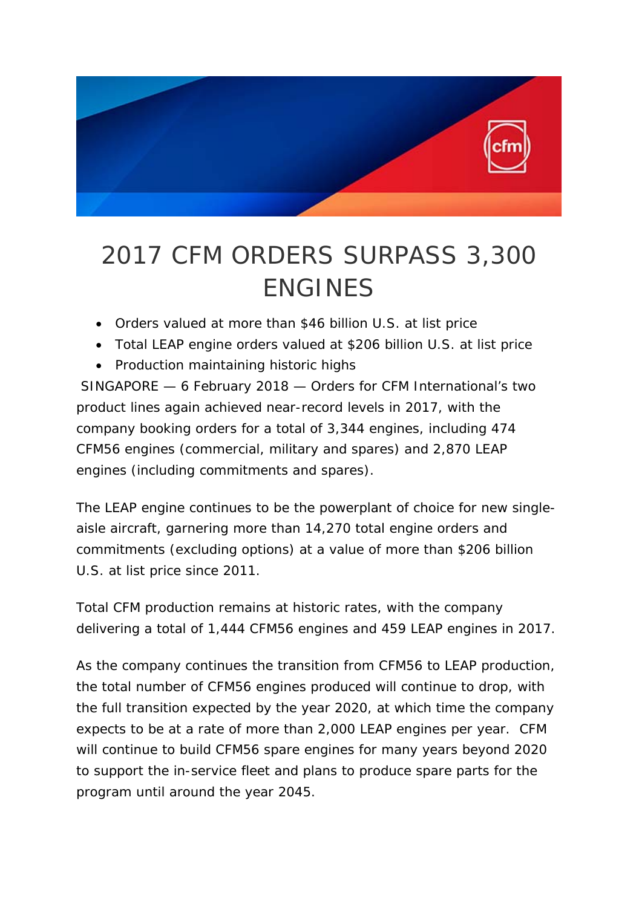# 2017 CFM ORDERS SURPASS 3,300 ENGINES

- Orders valued at more than $46 billion U.S. at list price
- Total LEAP engine orders valued at $206 billion U.S. at list price
- Production maintaining historic highs

SINGAPORE — 6 February 2018 — Orders for CFM International's two product lines again achieved near-record levels in 2017, with the company booking orders for a total of 3,344 engines, including 474 CFM56 engines (commercial, military and spares) and 2,870 LEAP engines (including commitments and spares).

The LEAP engine continues to be the powerplant of choice for new single-aisle aircraft, garnering more than 14,270 total engine orders and commitments (excluding options) at a value of more than $206 billion U.S. at list price since 2011.

Total CFM production remains at historic rates, with the company delivering a total of 1,444 CFM56 engines and 459 LEAP engines in 2017.

As the company continues the transition from CFM56 to LEAP production, the total number of CFM56 engines produced will continue to drop, with the full transition expected by the year 2020, at which time the company expects to be at a rate of more than 2,000 LEAP engines per year. CFM will continue to build CFM56 spare engines for many years beyond 2020 to support the in-service fleet and plans to produce spare parts for the program until around the year 2045.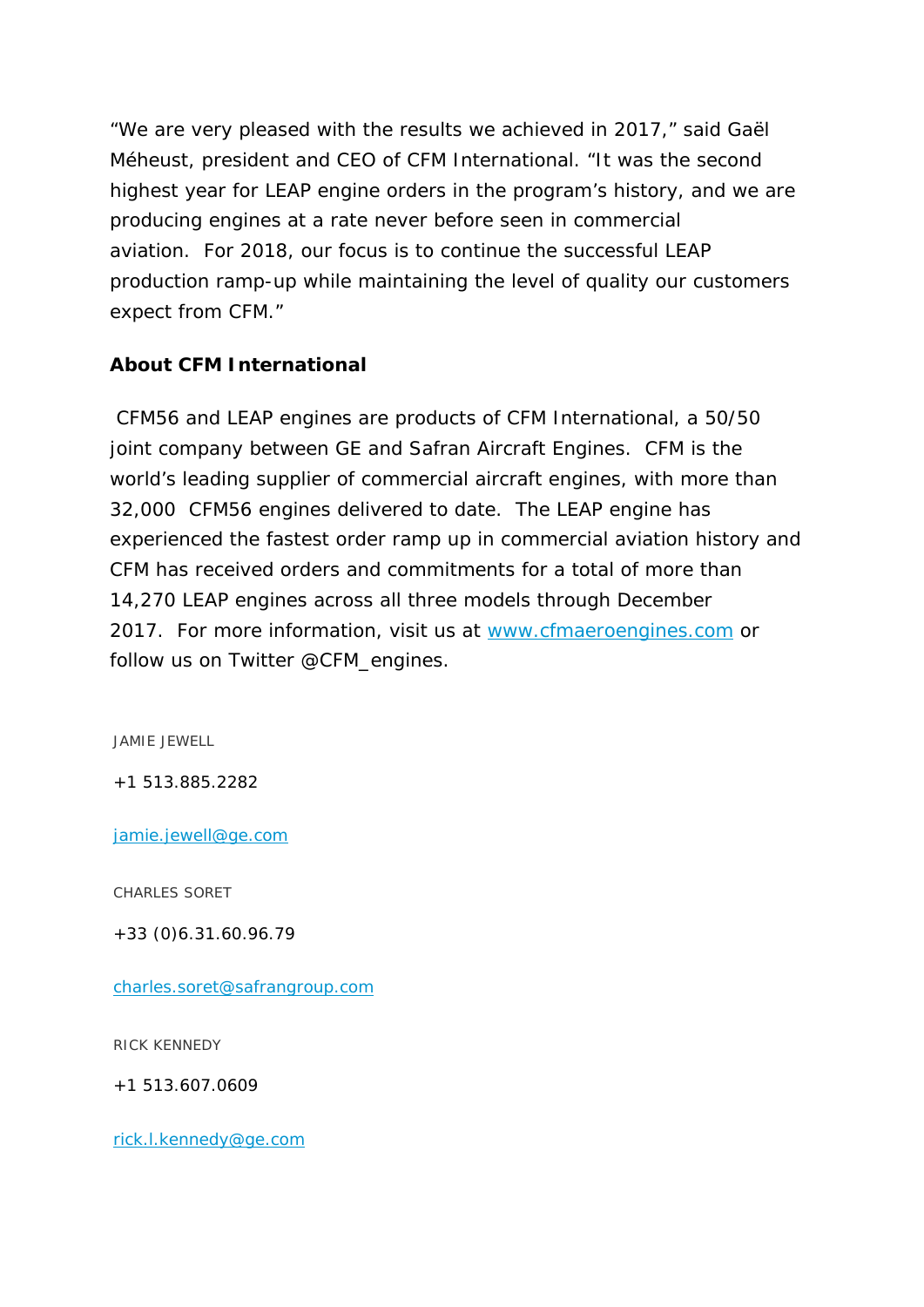"We are very pleased with the results we achieved in 2017," said Gaël Méheust, president and CEO of CFM International. "It was the second highest year for LEAP engine orders in the program's history, and we are producing engines at a rate never before seen in commercial aviation. For 2018, our focus is to continue the successful LEAP production ramp-up while maintaining the level of quality our customers expect from CFM."

**About CFM International**

CFM56 and LEAP engines are products of CFM International, a 50/50 joint company between GE and Safran Aircraft Engines. CFM is the world's leading supplier of commercial aircraft engines, with more than 32,000 CFM56 engines delivered to date. The LEAP engine has experienced the fastest order ramp up in commercial aviation history and CFM has received orders and commitments for a total of more than 14,270 LEAP engines across all three models through December 2017. For more information, visit us at www.cfmaeroengines.com or follow us on Twitter @CFM_engines.

JAMIE JEWELL

+1 513.885.2282

jamie.jewell@ge.com

CHARLES SORET

+33 (0)6.31.60.96.79

charles.soret@safrangroup.com

RICK KENNEDY

+1 513.607.0609

rick.l.kennedy@ge.com